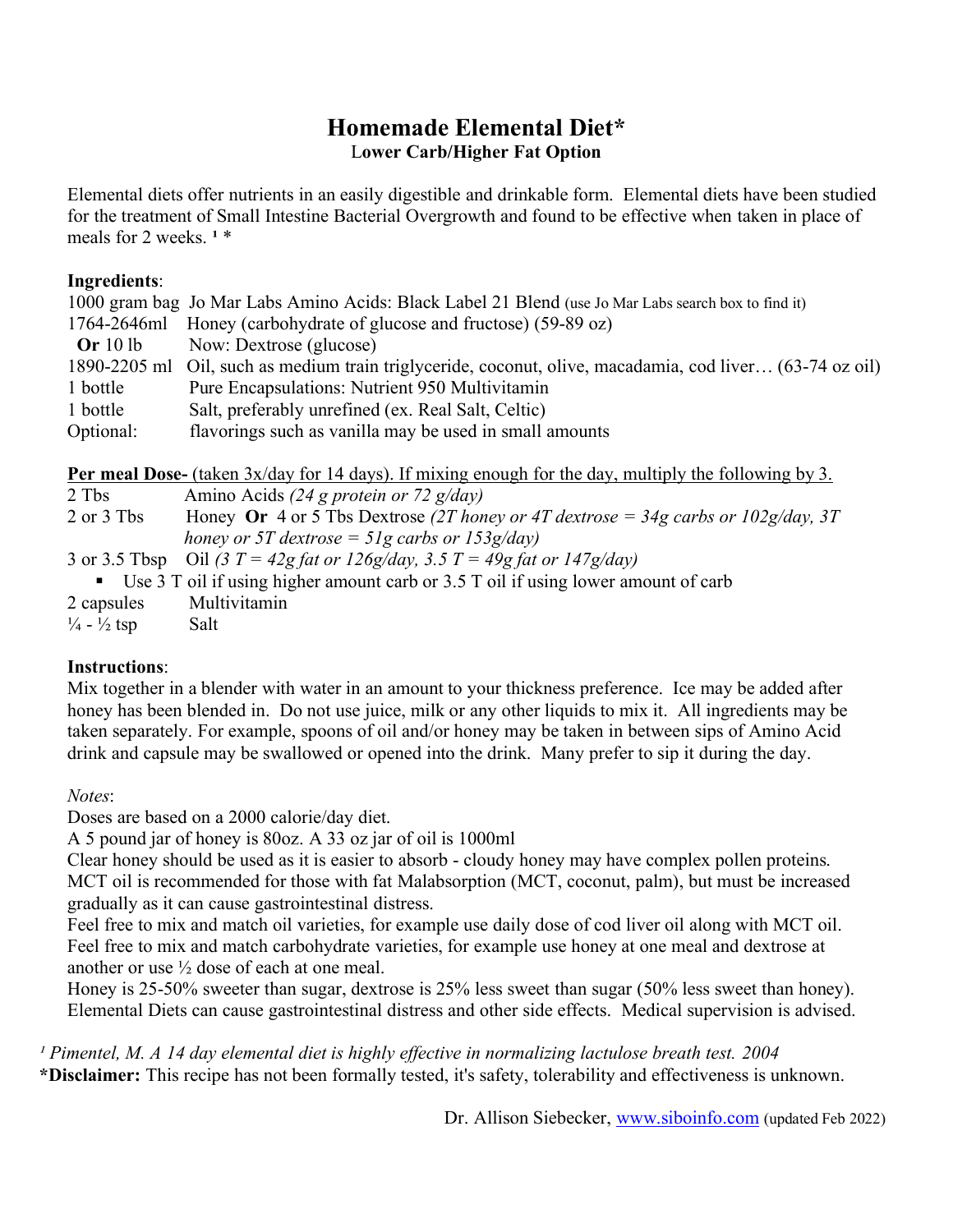# Homemade Elemental Diet*

**Lower Carb/Higher Fat Option**

Elemental diets offer nutrients in an easily digestible and drinkable form. Elemental diets have been studied for the treatment of Small Intestine Bacterial Overgrowth and found to be effective when taken in place of meals for 2 weeks. [1] *

**Ingredients**:

| | |
|---|---|
| 1000 gram bag | Jo Mar Labs Amino Acids: Black Label 21 Blend (use Jo Mar Labs search box to find it) |
| 1764-2646ml | Honey (carbohydrate of glucose and fructose) (59-89 oz) |
| **Or** 10 lb | Now: Dextrose (glucose) |
| 1890-2205 ml | Oil, such as medium train triglyceride, coconut, olive, macadamia, cod liver… (63-74 oz oil) |
| 1 bottle | Pure Encapsulations: Nutrient 950 Multivitamin |
| 1 bottle | Salt, preferably unrefined (ex. Real Salt, Celtic) |
| Optional: | flavorings such as vanilla may be used in small amounts |

<u>**Per meal Dose-** (taken 3x/day for 14 days). If mixing enough for the day, multiply the following by 3.</u>

| | |
|---|---|
| 2 Tbs | Amino Acids *(24 g protein or 72 g/day)* |
| 2 or 3 Tbs | Honey **Or** 4 or 5 Tbs Dextrose *(2T honey or 4T dextrose = 34g carbs or 102g/day, 3T honey or 5T dextrose = 51g carbs or 153g/day)* |
| 3 or 3.5 Tbsp | Oil *(3 T = 42g fat or 126g/day, 3.5 T = 49g fat or 147g/day)* |

- Use 3 T oil if using higher amount carb or 3.5 T oil if using lower amount of carb

| | |
|---|---|
| 2 capsules | Multivitamin |
| ¼ - ½ tsp | Salt |

**Instructions**:

Mix together in a blender with water in an amount to your thickness preference. Ice may be added after honey has been blended in. Do not use juice, milk or any other liquids to mix it. All ingredients may be taken separately. For example, spoons of oil and/or honey may be taken in between sips of Amino Acid drink and capsule may be swallowed or opened into the drink. Many prefer to sip it during the day.

*Notes*:

Doses are based on a 2000 calorie/day diet.

A 5 pound jar of honey is 80oz. A 33 oz jar of oil is 1000ml

Clear honey should be used as it is easier to absorb - cloudy honey may have complex pollen proteins.

MCT oil is recommended for those with fat Malabsorption (MCT, coconut, palm), but must be increased gradually as it can cause gastrointestinal distress.

Feel free to mix and match oil varieties, for example use daily dose of cod liver oil along with MCT oil.

Feel free to mix and match carbohydrate varieties, for example use honey at one meal and dextrose at another or use ½ dose of each at one meal.

Honey is 25-50% sweeter than sugar, dextrose is 25% less sweet than sugar (50% less sweet than honey).

Elemental Diets can cause gastrointestinal distress and other side effects. Medical supervision is advised.

*[1] Pimentel, M. A 14 day elemental diet is highly effective in normalizing lactulose breath test. 2004*

***Disclaimer:** This recipe has not been formally tested, it's safety, tolerability and effectiveness is unknown.

Dr. Allison Siebecker, www.siboinfo.com (updated Feb 2022)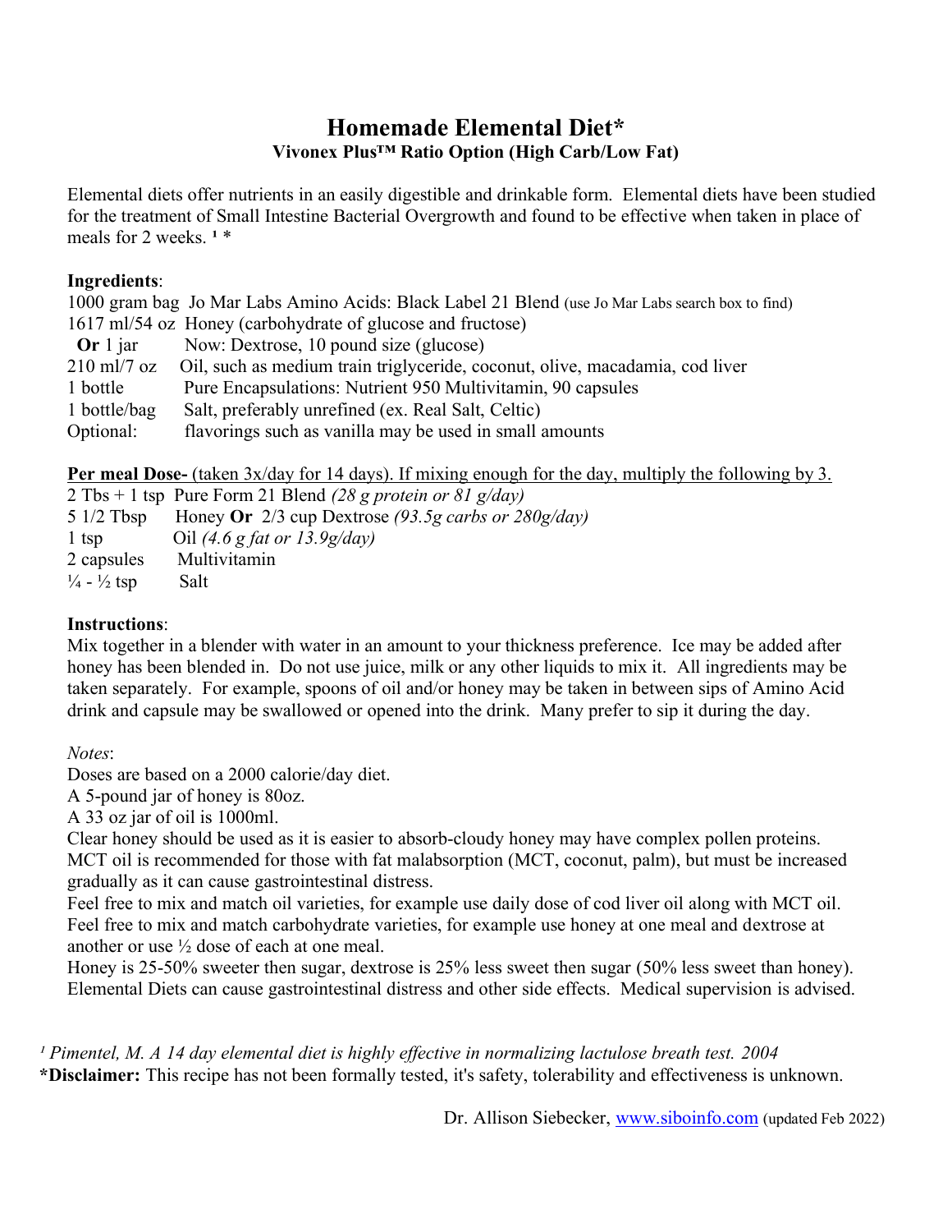# Homemade Elemental Diet*

**Vivonex Plus™ Ratio Option (High Carb/Low Fat)**

Elemental diets offer nutrients in an easily digestible and drinkable form. Elemental diets have been studied for the treatment of Small Intestine Bacterial Overgrowth and found to be effective when taken in place of meals for 2 weeks. [1] *

**Ingredients**:

| | |
|---|---|
| 1000 gram bag | Jo Mar Labs Amino Acids: Black Label 21 Blend (use Jo Mar Labs search box to find) |
| 1617 ml/54 oz | Honey (carbohydrate of glucose and fructose) |
| **Or** 1 jar | Now: Dextrose, 10 pound size (glucose) |
| 210 ml/7 oz | Oil, such as medium train triglyceride, coconut, olive, macadamia, cod liver |
| 1 bottle | Pure Encapsulations: Nutrient 950 Multivitamin, 90 capsules |
| 1 bottle/bag | Salt, preferably unrefined (ex. Real Salt, Celtic) |
| Optional: | flavorings such as vanilla may be used in small amounts |

**Per meal Dose-** (taken 3x/day for 14 days). If mixing enough for the day, multiply the following by 3.

| | |
|---|---|
| 2 Tbs + 1 tsp | Pure Form 21 Blend *(28 g protein or 81 g/day)* |
| 5 1/2 Tbsp | Honey **Or** 2/3 cup Dextrose *(93.5g carbs or 280g/day)* |
| 1 tsp | Oil *(4.6 g fat or 13.9g/day)* |
| 2 capsules | Multivitamin |
| ¼ - ½ tsp | Salt |

**Instructions**:

Mix together in a blender with water in an amount to your thickness preference. Ice may be added after honey has been blended in. Do not use juice, milk or any other liquids to mix it. All ingredients may be taken separately. For example, spoons of oil and/or honey may be taken in between sips of Amino Acid drink and capsule may be swallowed or opened into the drink. Many prefer to sip it during the day.

*Notes*:

Doses are based on a 2000 calorie/day diet.
A 5-pound jar of honey is 80oz.
A 33 oz jar of oil is 1000ml.
Clear honey should be used as it is easier to absorb-cloudy honey may have complex pollen proteins.
MCT oil is recommended for those with fat malabsorption (MCT, coconut, palm), but must be increased gradually as it can cause gastrointestinal distress.
Feel free to mix and match oil varieties, for example use daily dose of cod liver oil along with MCT oil.
Feel free to mix and match carbohydrate varieties, for example use honey at one meal and dextrose at another or use ½ dose of each at one meal.
Honey is 25-50% sweeter then sugar, dextrose is 25% less sweet then sugar (50% less sweet than honey).
Elemental Diets can cause gastrointestinal distress and other side effects. Medical supervision is advised.

[1] *Pimentel, M. A 14 day elemental diet is highly effective in normalizing lactulose breath test. 2004*

***Disclaimer:** This recipe has not been formally tested, it's safety, tolerability and effectiveness is unknown.

Dr. Allison Siebecker, www.siboinfo.com (updated Feb 2022)